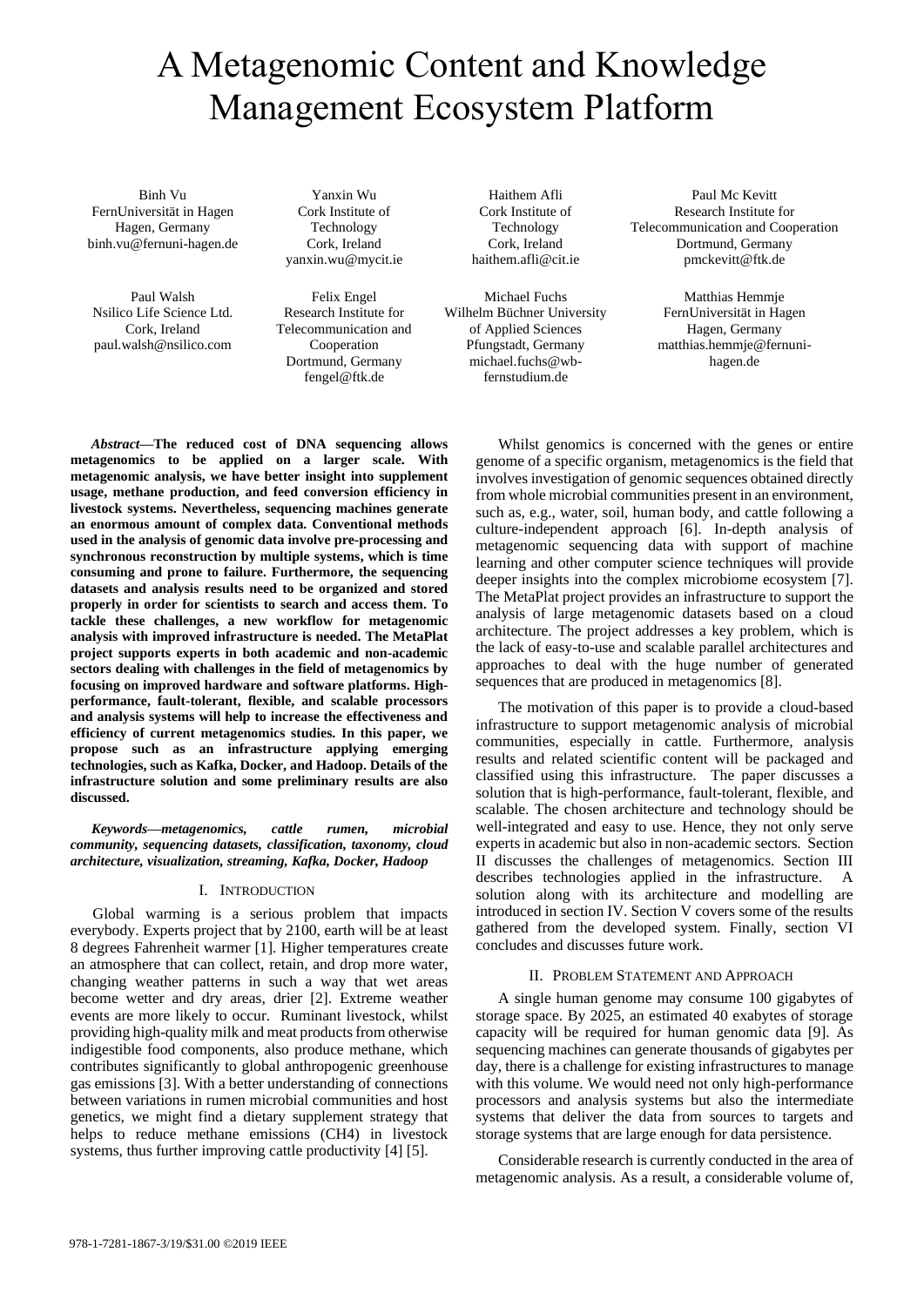# A Metagenomic Content and Knowledge Management Ecosystem Platform

Binh Vu
FernUniversität in Hagen
Hagen, Germany
binh.vu@fernuni-hagen.de

Yanxin Wu
Cork Institute of Technology
Cork, Ireland
yanxin.wu@mycit.ie

Haithem Afli
Cork Institute of Technology
Cork, Ireland
haithem.afli@cit.ie

Paul Mc Kevitt
Research Institute for Telecommunication and Cooperation
Dortmund, Germany
pmckevitt@ftk.de

Paul Walsh
Nsilico Life Science Ltd.
Cork, Ireland
paul.walsh@nsilico.com

Felix Engel
Research Institute for Telecommunication and Cooperation
Dortmund, Germany
fengel@ftk.de

Michael Fuchs
Wilhelm Büchner University of Applied Sciences
Pfungstadt, Germany
michael.fuchs@wb-fernstudium.de

Matthias Hemmje
FernUniversität in Hagen
Hagen, Germany
matthias.hemmje@fernuni-hagen.de

***Abstract*—The reduced cost of DNA sequencing allows metagenomics to be applied on a larger scale. With metagenomic analysis, we have better insight into supplement usage, methane production, and feed conversion efficiency in livestock systems. Nevertheless, sequencing machines generate an enormous amount of complex data. Conventional methods used in the analysis of genomic data involve pre-processing and synchronous reconstruction by multiple systems, which is time consuming and prone to failure. Furthermore, the sequencing datasets and analysis results need to be organized and stored properly in order for scientists to search and access them. To tackle these challenges, a new workflow for metagenomic analysis with improved infrastructure is needed. The MetaPlat project supports experts in both academic and non-academic sectors dealing with challenges in the field of metagenomics by focusing on improved hardware and software platforms. High-performance, fault-tolerant, flexible, and scalable processors and analysis systems will help to increase the effectiveness and efficiency of current metagenomics studies. In this paper, we propose such as an infrastructure applying emerging technologies, such as Kafka, Docker, and Hadoop. Details of the infrastructure solution and some preliminary results are also discussed.**

***Keywords*—*metagenomics, cattle rumen, microbial community, sequencing datasets, classification, taxonomy, cloud architecture, visualization, streaming, Kafka, Docker, Hadoop***

## I. Introduction

Global warming is a serious problem that impacts everybody. Experts project that by 2100, earth will be at least 8 degrees Fahrenheit warmer [1]. Higher temperatures create an atmosphere that can collect, retain, and drop more water, changing weather patterns in such a way that wet areas become wetter and dry areas, drier [2]. Extreme weather events are more likely to occur. Ruminant livestock, whilst providing high-quality milk and meat products from otherwise indigestible food components, also produce methane, which contributes significantly to global anthropogenic greenhouse gas emissions [3]. With a better understanding of connections between variations in rumen microbial communities and host genetics, we might find a dietary supplement strategy that helps to reduce methane emissions ($CH_4$) in livestock systems, thus further improving cattle productivity [4] [5].

Whilst genomics is concerned with the genes or entire genome of a specific organism, metagenomics is the field that involves investigation of genomic sequences obtained directly from whole microbial communities present in an environment, such as, e.g., water, soil, human body, and cattle following a culture-independent approach [6]. In-depth analysis of metagenomic sequencing data with support of machine learning and other computer science techniques will provide deeper insights into the complex microbiome ecosystem [7]. The MetaPlat project provides an infrastructure to support the analysis of large metagenomic datasets based on a cloud architecture. The project addresses a key problem, which is the lack of easy-to-use and scalable parallel architectures and approaches to deal with the huge number of generated sequences that are produced in metagenomics [8].

The motivation of this paper is to provide a cloud-based infrastructure to support metagenomic analysis of microbial communities, especially in cattle. Furthermore, analysis results and related scientific content will be packaged and classified using this infrastructure. The paper discusses a solution that is high-performance, fault-tolerant, flexible, and scalable. The chosen architecture and technology should be well-integrated and easy to use. Hence, they not only serve experts in academic but also in non-academic sectors. Section II discusses the challenges of metagenomics. Section III describes technologies applied in the infrastructure. A solution along with its architecture and modelling are introduced in section IV. Section V covers some of the results gathered from the developed system. Finally, section VI concludes and discusses future work.

## II. Problem Statement and Approach

A single human genome may consume 100 gigabytes of storage space. By 2025, an estimated 40 exabytes of storage capacity will be required for human genomic data [9]. As sequencing machines can generate thousands of gigabytes per day, there is a challenge for existing infrastructures to manage with this volume. We would need not only high-performance processors and analysis systems but also the intermediate systems that deliver the data from sources to targets and storage systems that are large enough for data persistence.

Considerable research is currently conducted in the area of metagenomic analysis. As a result, a considerable volume of,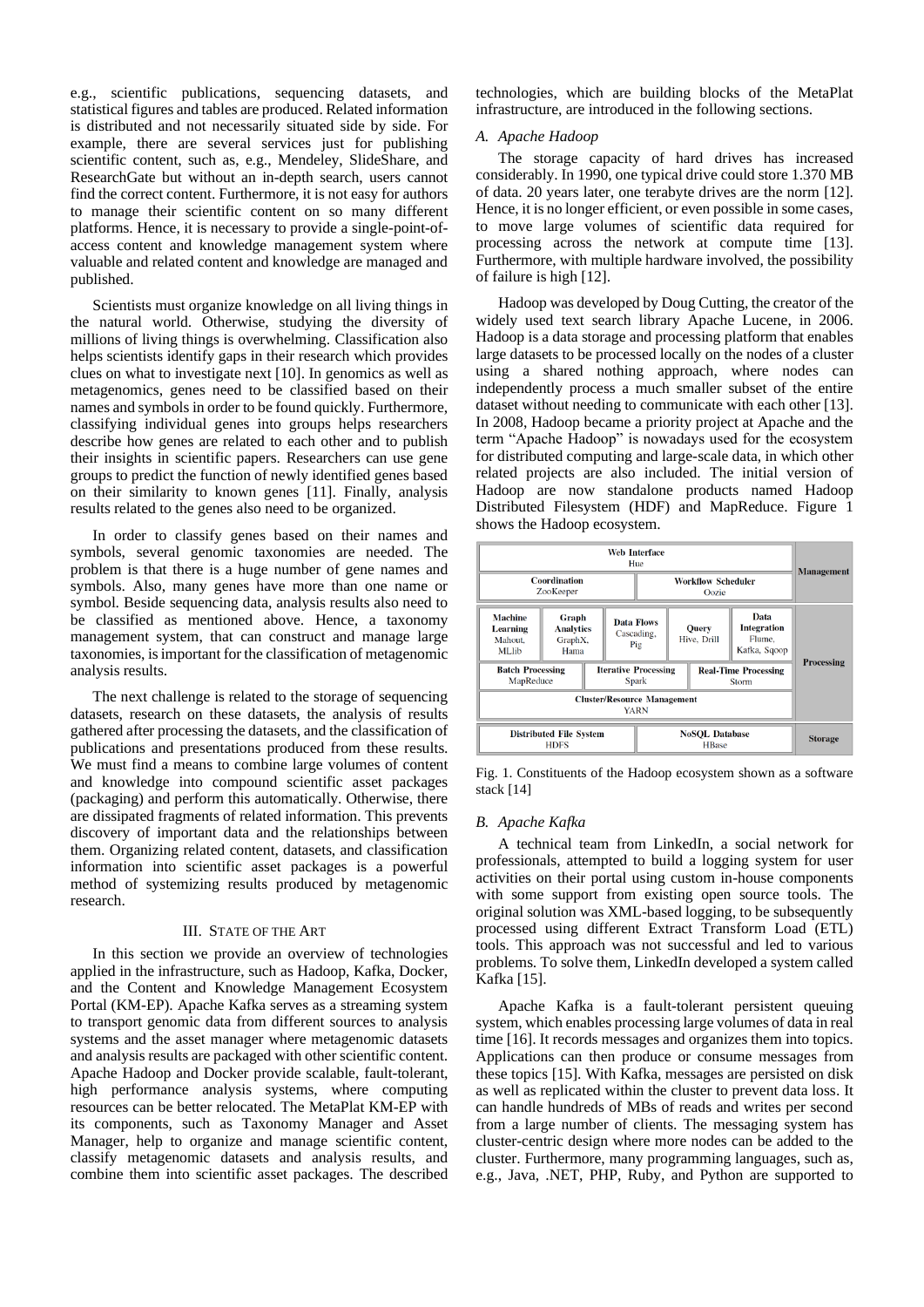e.g., scientific publications, sequencing datasets, and statistical figures and tables are produced. Related information is distributed and not necessarily situated side by side. For example, there are several services just for publishing scientific content, such as, e.g., Mendeley, SlideShare, and ResearchGate but without an in-depth search, users cannot find the correct content. Furthermore, it is not easy for authors to manage their scientific content on so many different platforms. Hence, it is necessary to provide a single-point-of-access content and knowledge management system where valuable and related content and knowledge are managed and published.

Scientists must organize knowledge on all living things in the natural world. Otherwise, studying the diversity of millions of living things is overwhelming. Classification also helps scientists identify gaps in their research which provides clues on what to investigate next [10]. In genomics as well as metagenomics, genes need to be classified based on their names and symbols in order to be found quickly. Furthermore, classifying individual genes into groups helps researchers describe how genes are related to each other and to publish their insights in scientific papers. Researchers can use gene groups to predict the function of newly identified genes based on their similarity to known genes [11]. Finally, analysis results related to the genes also need to be organized.

In order to classify genes based on their names and symbols, several genomic taxonomies are needed. The problem is that there is a huge number of gene names and symbols. Also, many genes have more than one name or symbol. Beside sequencing data, analysis results also need to be classified as mentioned above. Hence, a taxonomy management system, that can construct and manage large taxonomies, is important for the classification of metagenomic analysis results.

The next challenge is related to the storage of sequencing datasets, research on these datasets, the analysis of results gathered after processing the datasets, and the classification of publications and presentations produced from these results. We must find a means to combine large volumes of content and knowledge into compound scientific asset packages (packaging) and perform this automatically. Otherwise, there are dissipated fragments of related information. This prevents discovery of important data and the relationships between them. Organizing related content, datasets, and classification information into scientific asset packages is a powerful method of systemizing results produced by metagenomic research.

## III. State of the Art

In this section we provide an overview of technologies applied in the infrastructure, such as Hadoop, Kafka, Docker, and the Content and Knowledge Management Ecosystem Portal (KM-EP). Apache Kafka serves as a streaming system to transport genomic data from different sources to analysis systems and the asset manager where metagenomic datasets and analysis results are packaged with other scientific content. Apache Hadoop and Docker provide scalable, fault-tolerant, high performance analysis systems, where computing resources can be better relocated. The MetaPlat KM-EP with its components, such as Taxonomy Manager and Asset Manager, help to organize and manage scientific content, classify metagenomic datasets and analysis results, and combine them into scientific asset packages. The described technologies, which are building blocks of the MetaPlat infrastructure, are introduced in the following sections.

### A. Apache Hadoop

The storage capacity of hard drives has increased considerably. In 1990, one typical drive could store 1.370 MB of data. 20 years later, one terabyte drives are the norm [12]. Hence, it is no longer efficient, or even possible in some cases, to move large volumes of scientific data required for processing across the network at compute time [13]. Furthermore, with multiple hardware involved, the possibility of failure is high [12].

Hadoop was developed by Doug Cutting, the creator of the widely used text search library Apache Lucene, in 2006. Hadoop is a data storage and processing platform that enables large datasets to be processed locally on the nodes of a cluster using a shared nothing approach, where nodes can independently process a much smaller subset of the entire dataset without needing to communicate with each other [13]. In 2008, Hadoop became a priority project at Apache and the term "Apache Hadoop" is nowadays used for the ecosystem for distributed computing and large-scale data, in which other related projects are also included. The initial version of Hadoop are now standalone products named Hadoop Distributed Filesystem (HDF) and MapReduce. Figure 1 shows the Hadoop ecosystem.

| | | | | | Layer |
|---|---|---|---|---|---|
| Web Interface: Hue | | | | | Management |
| Coordination: ZooKeeper | | Workflow Scheduler: Oozie | | | Management |
| Machine Learning: Mahout, MLlib | Graph Analytics: GraphX, Hama | Data Flows: Cascading, Pig | Query: Hive, Drill | Data Integration: Flume, Kafka, Sqoop | Processing |
| Batch Processing: MapReduce | Iterative Processing: Spark | | Real-Time Processing: Storm | | Processing |
| Cluster/Resource Management: YARN | | | | | Processing |
| Distributed File System: HDFS | | NoSQL Database: HBase | | | Storage |

Fig. 1. Constituents of the Hadoop ecosystem shown as a software stack [14]

### B. Apache Kafka

A technical team from LinkedIn, a social network for professionals, attempted to build a logging system for user activities on their portal using custom in-house components with some support from existing open source tools. The original solution was XML-based logging, to be subsequently processed using different Extract Transform Load (ETL) tools. This approach was not successful and led to various problems. To solve them, LinkedIn developed a system called Kafka [15].

Apache Kafka is a fault-tolerant persistent queuing system, which enables processing large volumes of data in real time [16]. It records messages and organizes them into topics. Applications can then produce or consume messages from these topics [15]. With Kafka, messages are persisted on disk as well as replicated within the cluster to prevent data loss. It can handle hundreds of MBs of reads and writes per second from a large number of clients. The messaging system has cluster-centric design where more nodes can be added to the cluster. Furthermore, many programming languages, such as, e.g., Java, .NET, PHP, Ruby, and Python are supported to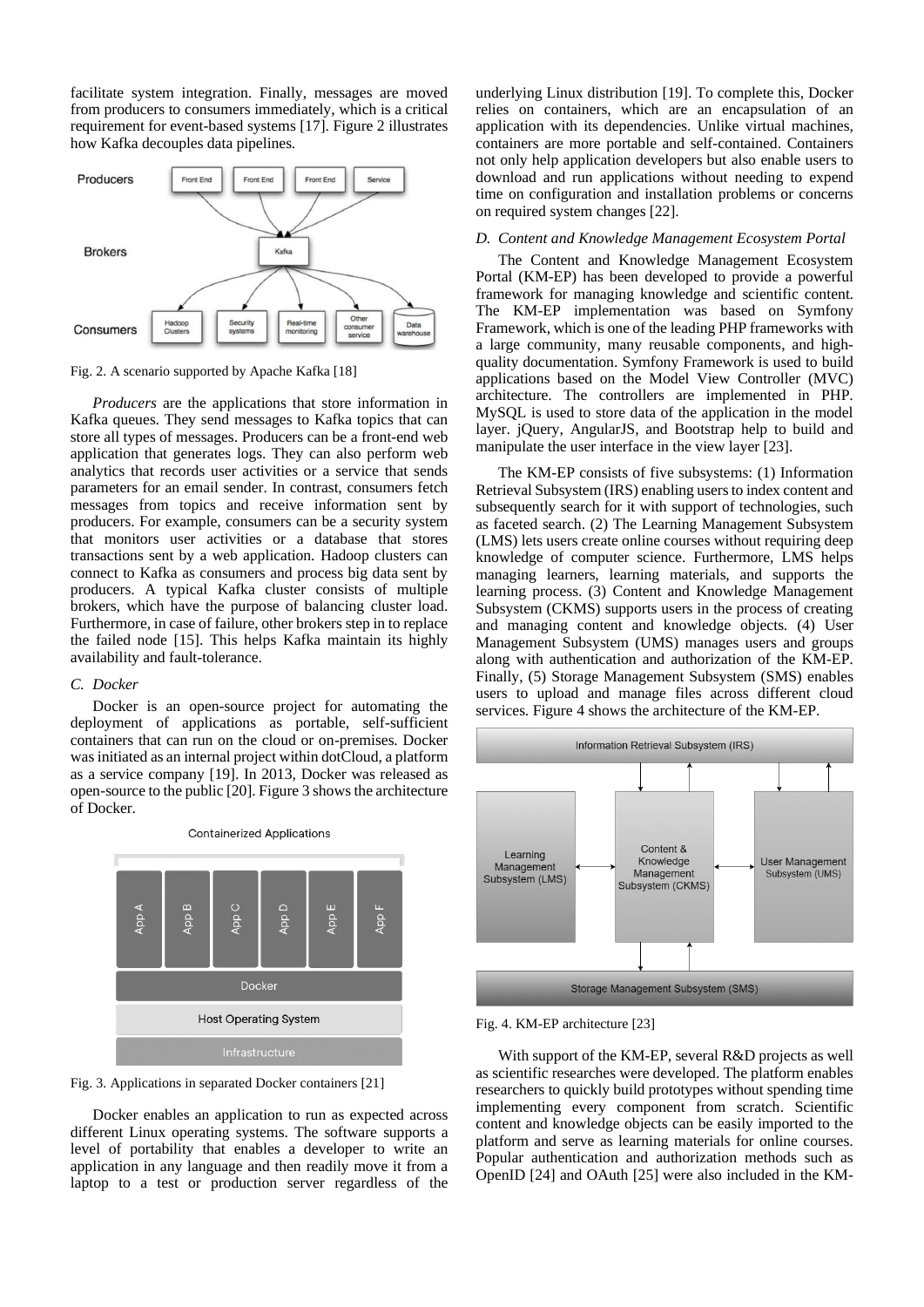facilitate system integration. Finally, messages are moved from producers to consumers immediately, which is a critical requirement for event-based systems [17]. Figure 2 illustrates how Kafka decouples data pipelines.

Fig. 2. A scenario supported by Apache Kafka [18]

*Producers* are the applications that store information in Kafka queues. They send messages to Kafka topics that can store all types of messages. Producers can be a front-end web application that generates logs. They can also perform web analytics that records user activities or a service that sends parameters for an email sender. In contrast, consumers fetch messages from topics and receive information sent by producers. For example, consumers can be a security system that monitors user activities or a database that stores transactions sent by a web application. Hadoop clusters can connect to Kafka as consumers and process big data sent by producers. A typical Kafka cluster consists of multiple brokers, which have the purpose of balancing cluster load. Furthermore, in case of failure, other brokers step in to replace the failed node [15]. This helps Kafka maintain its highly availability and fault-tolerance.

### C. Docker

Docker is an open-source project for automating the deployment of applications as portable, self-sufficient containers that can run on the cloud or on-premises. Docker was initiated as an internal project within dotCloud, a platform as a service company [19]. In 2013, Docker was released as open-source to the public [20]. Figure 3 shows the architecture of Docker.

Fig. 3. Applications in separated Docker containers [21]

Docker enables an application to run as expected across different Linux operating systems. The software supports a level of portability that enables a developer to write an application in any language and then readily move it from a laptop to a test or production server regardless of the underlying Linux distribution [19]. To complete this, Docker relies on containers, which are an encapsulation of an application with its dependencies. Unlike virtual machines, containers are more portable and self-contained. Containers not only help application developers but also enable users to download and run applications without needing to expend time on configuration and installation problems or concerns on required system changes [22].

### D. Content and Knowledge Management Ecosystem Portal

The Content and Knowledge Management Ecosystem Portal (KM-EP) has been developed to provide a powerful framework for managing knowledge and scientific content. The KM-EP implementation was based on Symfony Framework, which is one of the leading PHP frameworks with a large community, many reusable components, and high-quality documentation. Symfony Framework is used to build applications based on the Model View Controller (MVC) architecture. The controllers are implemented in PHP. MySQL is used to store data of the application in the model layer. jQuery, AngularJS, and Bootstrap help to build and manipulate the user interface in the view layer [23].

The KM-EP consists of five subsystems: (1) Information Retrieval Subsystem (IRS) enabling users to index content and subsequently search for it with support of technologies, such as faceted search. (2) The Learning Management Subsystem (LMS) lets users create online courses without requiring deep knowledge of computer science. Furthermore, LMS helps managing learners, learning materials, and supports the learning process. (3) Content and Knowledge Management Subsystem (CKMS) supports users in the process of creating and managing content and knowledge objects. (4) User Management Subsystem (UMS) manages users and groups along with authentication and authorization of the KM-EP. Finally, (5) Storage Management Subsystem (SMS) enables users to upload and manage files across different cloud services. Figure 4 shows the architecture of the KM-EP.

Fig. 4. KM-EP architecture [23]

With support of the KM-EP, several R&D projects as well as scientific researches were developed. The platform enables researchers to quickly build prototypes without spending time implementing every component from scratch. Scientific content and knowledge objects can be easily imported to the platform and serve as learning materials for online courses. Popular authentication and authorization methods such as OpenID [24] and OAuth [25] were also included in the KM-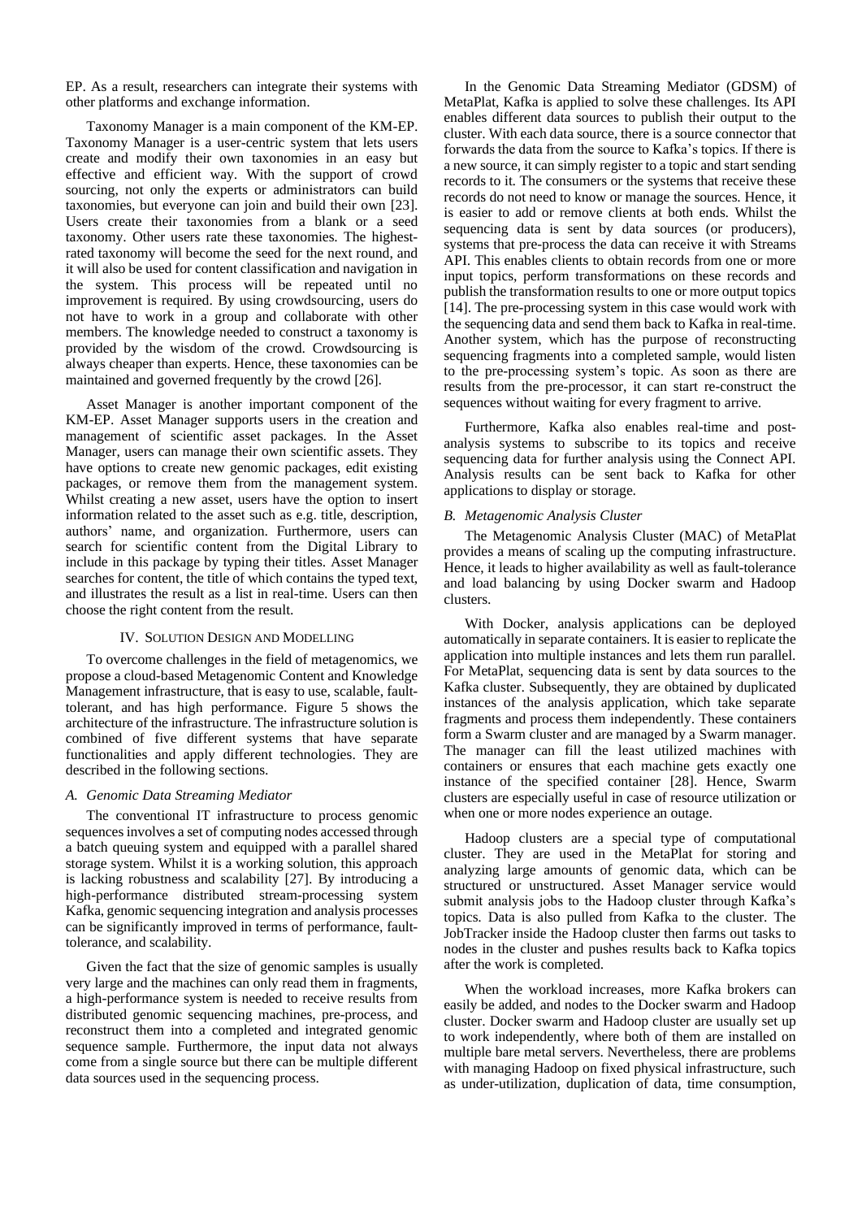EP. As a result, researchers can integrate their systems with other platforms and exchange information.

Taxonomy Manager is a main component of the KM-EP. Taxonomy Manager is a user-centric system that lets users create and modify their own taxonomies in an easy but effective and efficient way. With the support of crowd sourcing, not only the experts or administrators can build taxonomies, but everyone can join and build their own [23]. Users create their taxonomies from a blank or a seed taxonomy. Other users rate these taxonomies. The highest-rated taxonomy will become the seed for the next round, and it will also be used for content classification and navigation in the system. This process will be repeated until no improvement is required. By using crowdsourcing, users do not have to work in a group and collaborate with other members. The knowledge needed to construct a taxonomy is provided by the wisdom of the crowd. Crowdsourcing is always cheaper than experts. Hence, these taxonomies can be maintained and governed frequently by the crowd [26].

Asset Manager is another important component of the KM-EP. Asset Manager supports users in the creation and management of scientific asset packages. In the Asset Manager, users can manage their own scientific assets. They have options to create new genomic packages, edit existing packages, or remove them from the management system. Whilst creating a new asset, users have the option to insert information related to the asset such as e.g. title, description, authors' name, and organization. Furthermore, users can search for scientific content from the Digital Library to include in this package by typing their titles. Asset Manager searches for content, the title of which contains the typed text, and illustrates the result as a list in real-time. Users can then choose the right content from the result.

## IV. Solution Design and Modelling

To overcome challenges in the field of metagenomics, we propose a cloud-based Metagenomic Content and Knowledge Management infrastructure, that is easy to use, scalable, fault-tolerant, and has high performance. Figure 5 shows the architecture of the infrastructure. The infrastructure solution is combined of five different systems that have separate functionalities and apply different technologies. They are described in the following sections.

### A. Genomic Data Streaming Mediator

The conventional IT infrastructure to process genomic sequences involves a set of computing nodes accessed through a batch queuing system and equipped with a parallel shared storage system. Whilst it is a working solution, this approach is lacking robustness and scalability [27]. By introducing a high-performance distributed stream-processing system Kafka, genomic sequencing integration and analysis processes can be significantly improved in terms of performance, fault-tolerance, and scalability.

Given the fact that the size of genomic samples is usually very large and the machines can only read them in fragments, a high-performance system is needed to receive results from distributed genomic sequencing machines, pre-process, and reconstruct them into a completed and integrated genomic sequence sample. Furthermore, the input data not always come from a single source but there can be multiple different data sources used in the sequencing process.

In the Genomic Data Streaming Mediator (GDSM) of MetaPlat, Kafka is applied to solve these challenges. Its API enables different data sources to publish their output to the cluster. With each data source, there is a source connector that forwards the data from the source to Kafka's topics. If there is a new source, it can simply register to a topic and start sending records to it. The consumers or the systems that receive these records do not need to know or manage the sources. Hence, it is easier to add or remove clients at both ends. Whilst the sequencing data is sent by data sources (or producers), systems that pre-process the data can receive it with Streams API. This enables clients to obtain records from one or more input topics, perform transformations on these records and publish the transformation results to one or more output topics [14]. The pre-processing system in this case would work with the sequencing data and send them back to Kafka in real-time. Another system, which has the purpose of reconstructing sequencing fragments into a completed sample, would listen to the pre-processing system's topic. As soon as there are results from the pre-processor, it can start re-construct the sequences without waiting for every fragment to arrive.

Furthermore, Kafka also enables real-time and post-analysis systems to subscribe to its topics and receive sequencing data for further analysis using the Connect API. Analysis results can be sent back to Kafka for other applications to display or storage.

### B. Metagenomic Analysis Cluster

The Metagenomic Analysis Cluster (MAC) of MetaPlat provides a means of scaling up the computing infrastructure. Hence, it leads to higher availability as well as fault-tolerance and load balancing by using Docker swarm and Hadoop clusters.

With Docker, analysis applications can be deployed automatically in separate containers. It is easier to replicate the application into multiple instances and lets them run parallel. For MetaPlat, sequencing data is sent by data sources to the Kafka cluster. Subsequently, they are obtained by duplicated instances of the analysis application, which take separate fragments and process them independently. These containers form a Swarm cluster and are managed by a Swarm manager. The manager can fill the least utilized machines with containers or ensures that each machine gets exactly one instance of the specified container [28]. Hence, Swarm clusters are especially useful in case of resource utilization or when one or more nodes experience an outage.

Hadoop clusters are a special type of computational cluster. They are used in the MetaPlat for storing and analyzing large amounts of genomic data, which can be structured or unstructured. Asset Manager service would submit analysis jobs to the Hadoop cluster through Kafka's topics. Data is also pulled from Kafka to the cluster. The JobTracker inside the Hadoop cluster then farms out tasks to nodes in the cluster and pushes results back to Kafka topics after the work is completed.

When the workload increases, more Kafka brokers can easily be added, and nodes to the Docker swarm and Hadoop cluster. Docker swarm and Hadoop cluster are usually set up to work independently, where both of them are installed on multiple bare metal servers. Nevertheless, there are problems with managing Hadoop on fixed physical infrastructure, such as under-utilization, duplication of data, time consumption,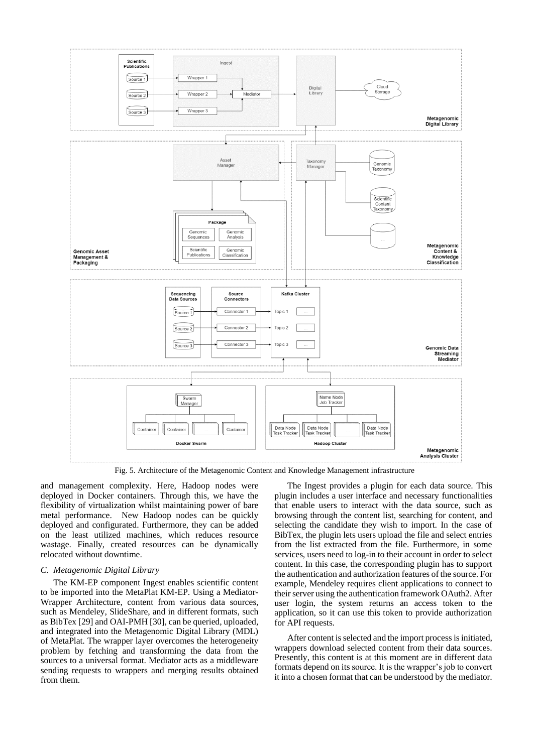Fig. 5. Architecture of the Metagenomic Content and Knowledge Management infrastructure

and management complexity. Here, Hadoop nodes were deployed in Docker containers. Through this, we have the flexibility of virtualization whilst maintaining power of bare metal performance. New Hadoop nodes can be quickly deployed and configurated. Furthermore, they can be added on the least utilized machines, which reduces resource wastage. Finally, created resources can be dynamically relocated without downtime.

### *C. Metagenomic Digital Library*

The KM-EP component Ingest enables scientific content to be imported into the MetaPlat KM-EP. Using a Mediator-Wrapper Architecture, content from various data sources, such as Mendeley, SlideShare, and in different formats, such as BibTex [29] and OAI-PMH [30], can be queried, uploaded, and integrated into the Metagenomic Digital Library (MDL) of MetaPlat. The wrapper layer overcomes the heterogeneity problem by fetching and transforming the data from the sources to a universal format. Mediator acts as a middleware sending requests to wrappers and merging results obtained from them.

The Ingest provides a plugin for each data source. This plugin includes a user interface and necessary functionalities that enable users to interact with the data source, such as browsing through the content list, searching for content, and selecting the candidate they wish to import. In the case of BibTex, the plugin lets users upload the file and select entries from the list extracted from the file. Furthermore, in some services, users need to log-in to their account in order to select content. In this case, the corresponding plugin has to support the authentication and authorization features of the source. For example, Mendeley requires client applications to connect to their server using the authentication framework OAuth2. After user login, the system returns an access token to the application, so it can use this token to provide authorization for API requests.

After content is selected and the import process is initiated, wrappers download selected content from their data sources. Presently, this content is at this moment are in different data formats depend on its source. It is the wrapper's job to convert it into a chosen format that can be understood by the mediator.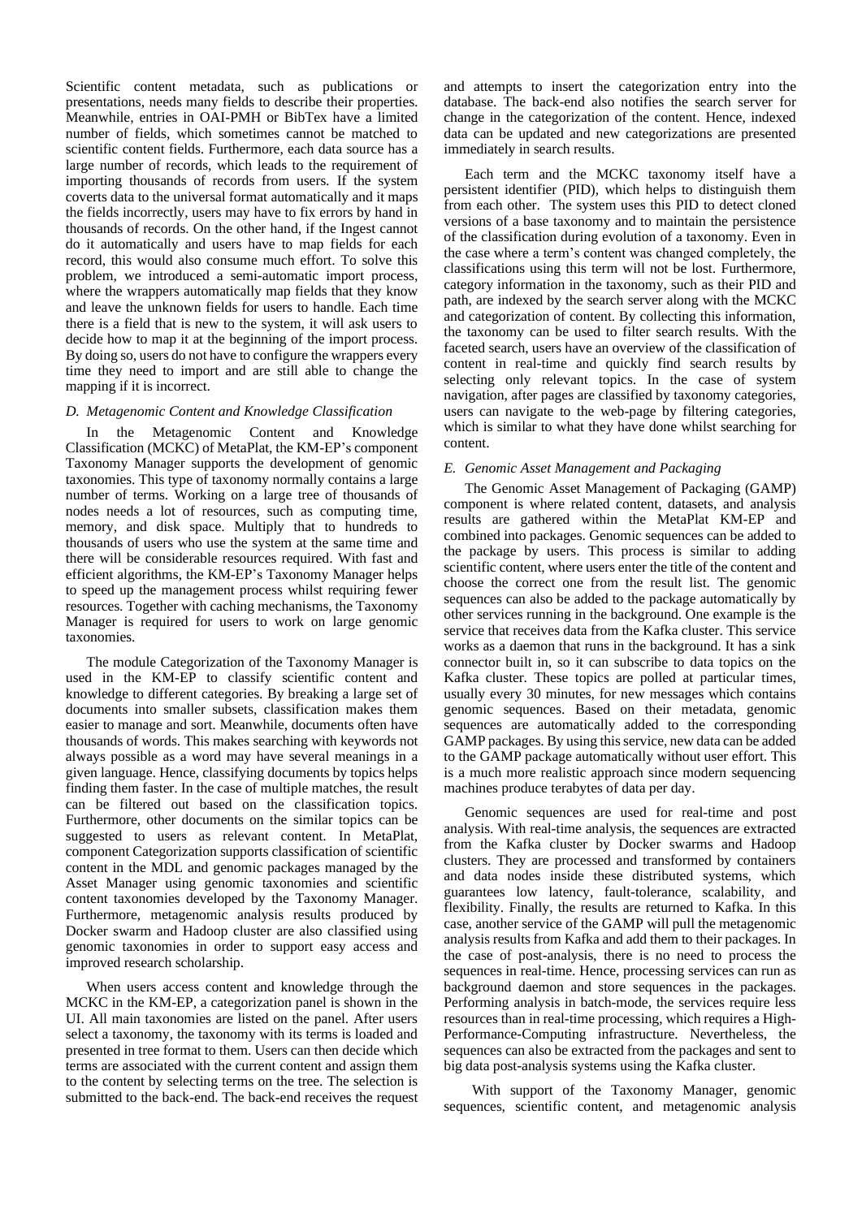Scientific content metadata, such as publications or presentations, needs many fields to describe their properties. Meanwhile, entries in OAI-PMH or BibTex have a limited number of fields, which sometimes cannot be matched to scientific content fields. Furthermore, each data source has a large number of records, which leads to the requirement of importing thousands of records from users. If the system coverts data to the universal format automatically and it maps the fields incorrectly, users may have to fix errors by hand in thousands of records. On the other hand, if the Ingest cannot do it automatically and users have to map fields for each record, this would also consume much effort. To solve this problem, we introduced a semi-automatic import process, where the wrappers automatically map fields that they know and leave the unknown fields for users to handle. Each time there is a field that is new to the system, it will ask users to decide how to map it at the beginning of the import process. By doing so, users do not have to configure the wrappers every time they need to import and are still able to change the mapping if it is incorrect.

### *D. Metagenomic Content and Knowledge Classification*

In the Metagenomic Content and Knowledge Classification (MCKC) of MetaPlat, the KM-EP's component Taxonomy Manager supports the development of genomic taxonomies. This type of taxonomy normally contains a large number of terms. Working on a large tree of thousands of nodes needs a lot of resources, such as computing time, memory, and disk space. Multiply that to hundreds to thousands of users who use the system at the same time and there will be considerable resources required. With fast and efficient algorithms, the KM-EP's Taxonomy Manager helps to speed up the management process whilst requiring fewer resources. Together with caching mechanisms, the Taxonomy Manager is required for users to work on large genomic taxonomies.

The module Categorization of the Taxonomy Manager is used in the KM-EP to classify scientific content and knowledge to different categories. By breaking a large set of documents into smaller subsets, classification makes them easier to manage and sort. Meanwhile, documents often have thousands of words. This makes searching with keywords not always possible as a word may have several meanings in a given language. Hence, classifying documents by topics helps finding them faster. In the case of multiple matches, the result can be filtered out based on the classification topics. Furthermore, other documents on the similar topics can be suggested to users as relevant content. In MetaPlat, component Categorization supports classification of scientific content in the MDL and genomic packages managed by the Asset Manager using genomic taxonomies and scientific content taxonomies developed by the Taxonomy Manager. Furthermore, metagenomic analysis results produced by Docker swarm and Hadoop cluster are also classified using genomic taxonomies in order to support easy access and improved research scholarship.

When users access content and knowledge through the MCKC in the KM-EP, a categorization panel is shown in the UI. All main taxonomies are listed on the panel. After users select a taxonomy, the taxonomy with its terms is loaded and presented in tree format to them. Users can then decide which terms are associated with the current content and assign them to the content by selecting terms on the tree. The selection is submitted to the back-end. The back-end receives the request and attempts to insert the categorization entry into the database. The back-end also notifies the search server for change in the categorization of the content. Hence, indexed data can be updated and new categorizations are presented immediately in search results.

Each term and the MCKC taxonomy itself have a persistent identifier (PID), which helps to distinguish them from each other. The system uses this PID to detect cloned versions of a base taxonomy and to maintain the persistence of the classification during evolution of a taxonomy. Even in the case where a term's content was changed completely, the classifications using this term will not be lost. Furthermore, category information in the taxonomy, such as their PID and path, are indexed by the search server along with the MCKC and categorization of content. By collecting this information, the taxonomy can be used to filter search results. With the faceted search, users have an overview of the classification of content in real-time and quickly find search results by selecting only relevant topics. In the case of system navigation, after pages are classified by taxonomy categories, users can navigate to the web-page by filtering categories, which is similar to what they have done whilst searching for content.

### *E. Genomic Asset Management and Packaging*

The Genomic Asset Management of Packaging (GAMP) component is where related content, datasets, and analysis results are gathered within the MetaPlat KM-EP and combined into packages. Genomic sequences can be added to the package by users. This process is similar to adding scientific content, where users enter the title of the content and choose the correct one from the result list. The genomic sequences can also be added to the package automatically by other services running in the background. One example is the service that receives data from the Kafka cluster. This service works as a daemon that runs in the background. It has a sink connector built in, so it can subscribe to data topics on the Kafka cluster. These topics are polled at particular times, usually every 30 minutes, for new messages which contains genomic sequences. Based on their metadata, genomic sequences are automatically added to the corresponding GAMP packages. By using this service, new data can be added to the GAMP package automatically without user effort. This is a much more realistic approach since modern sequencing machines produce terabytes of data per day.

Genomic sequences are used for real-time and post analysis. With real-time analysis, the sequences are extracted from the Kafka cluster by Docker swarms and Hadoop clusters. They are processed and transformed by containers and data nodes inside these distributed systems, which guarantees low latency, fault-tolerance, scalability, and flexibility. Finally, the results are returned to Kafka. In this case, another service of the GAMP will pull the metagenomic analysis results from Kafka and add them to their packages. In the case of post-analysis, there is no need to process the sequences in real-time. Hence, processing services can run as background daemon and store sequences in the packages. Performing analysis in batch-mode, the services require less resources than in real-time processing, which requires a High-Performance-Computing infrastructure. Nevertheless, the sequences can also be extracted from the packages and sent to big data post-analysis systems using the Kafka cluster.

With support of the Taxonomy Manager, genomic sequences, scientific content, and metagenomic analysis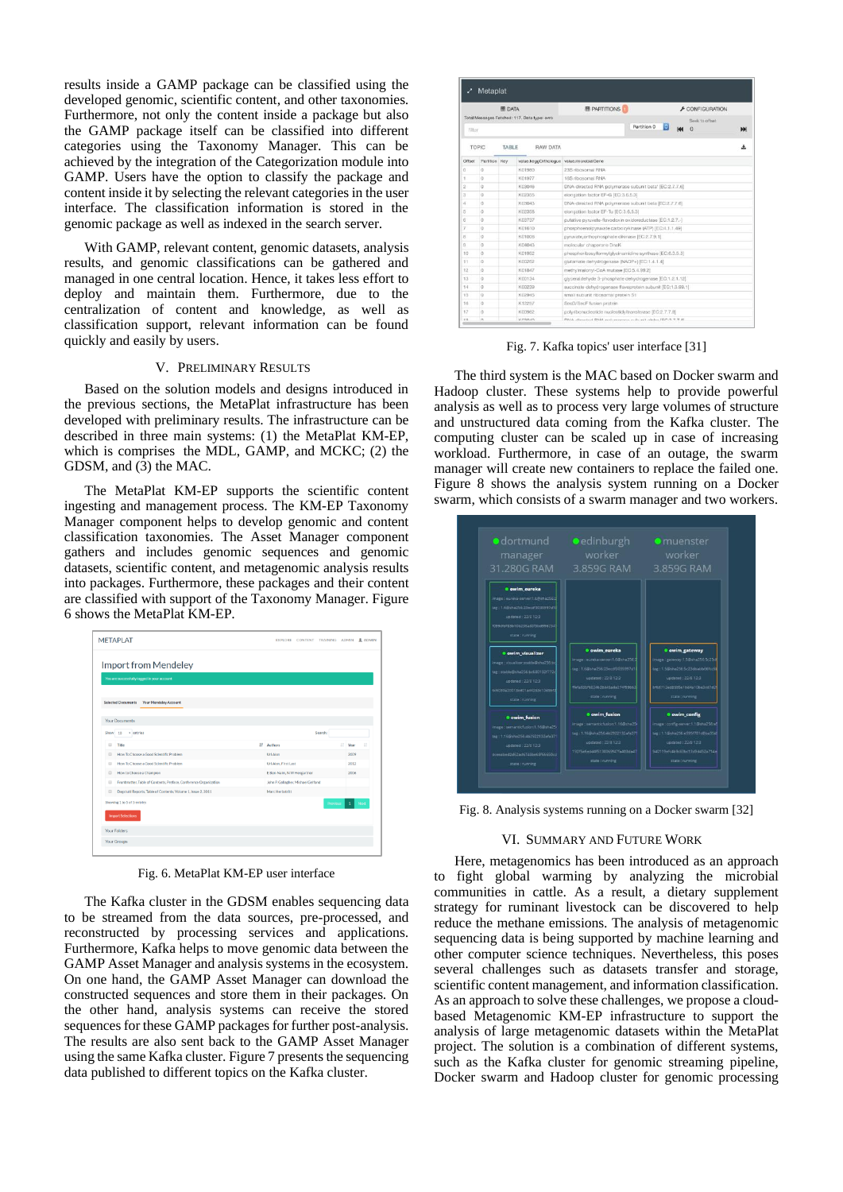results inside a GAMP package can be classified using the developed genomic, scientific content, and other taxonomies. Furthermore, not only the content inside a package but also the GAMP package itself can be classified into different categories using the Taxonomy Manager. This can be achieved by the integration of the Categorization module into GAMP. Users have the option to classify the package and content inside it by selecting the relevant categories in the user interface. The classification information is stored in the genomic package as well as indexed in the search server.

With GAMP, relevant content, genomic datasets, analysis results, and genomic classifications can be gathered and managed in one central location. Hence, it takes less effort to deploy and maintain them. Furthermore, due to the centralization of content and knowledge, as well as classification support, relevant information can be found quickly and easily by users.

## V. Preliminary Results

Based on the solution models and designs introduced in the previous sections, the MetaPlat infrastructure has been developed with preliminary results. The infrastructure can be described in three main systems: (1) the MetaPlat KM-EP, which is comprises the MDL, GAMP, and MCKC; (2) the GDSM, and (3) the MAC.

The MetaPlat KM-EP supports the scientific content ingesting and management process. The KM-EP Taxonomy Manager component helps to develop genomic and content classification taxonomies. The Asset Manager component gathers and includes genomic sequences and genomic datasets, scientific content, and metagenomic analysis results into packages. Furthermore, these packages and their content are classified with support of the Taxonomy Manager. Figure 6 shows the MetaPlat KM-EP.

Fig. 6. MetaPlat KM-EP user interface

The Kafka cluster in the GDSM enables sequencing data to be streamed from the data sources, pre-processed, and reconstructed by processing services and applications. Furthermore, Kafka helps to move genomic data between the GAMP Asset Manager and analysis systems in the ecosystem. On one hand, the GAMP Asset Manager can download the constructed sequences and store them in their packages. On the other hand, analysis systems can receive the stored sequences for these GAMP packages for further post-analysis. The results are also sent back to the GAMP Asset Manager using the same Kafka cluster. Figure 7 presents the sequencing data published to different topics on the Kafka cluster.

Fig. 7. Kafka topics' user interface [31]

The third system is the MAC based on Docker swarm and Hadoop cluster. These systems help to provide powerful analysis as well as to process very large volumes of structure and unstructured data coming from the Kafka cluster. The computing cluster can be scaled up in case of increasing workload. Furthermore, in case of an outage, the swarm manager will create new containers to replace the failed one. Figure 8 shows the analysis system running on a Docker swarm, which consists of a swarm manager and two workers.

Fig. 8. Analysis systems running on a Docker swarm [32]

## VI. Summary and Future Work

Here, metagenomics has been introduced as an approach to fight global warming by analyzing the microbial communities in cattle. As a result, a dietary supplement strategy for ruminant livestock can be discovered to help reduce the methane emissions. The analysis of metagenomic sequencing data is being supported by machine learning and other computer science techniques. Nevertheless, this poses several challenges such as datasets transfer and storage, scientific content management, and information classification. As an approach to solve these challenges, we propose a cloud-based Metagenomic KM-EP infrastructure to support the analysis of large metagenomic datasets within the MetaPlat project. The solution is a combination of different systems, such as the Kafka cluster for genomic streaming pipeline, Docker swarm and Hadoop cluster for genomic processing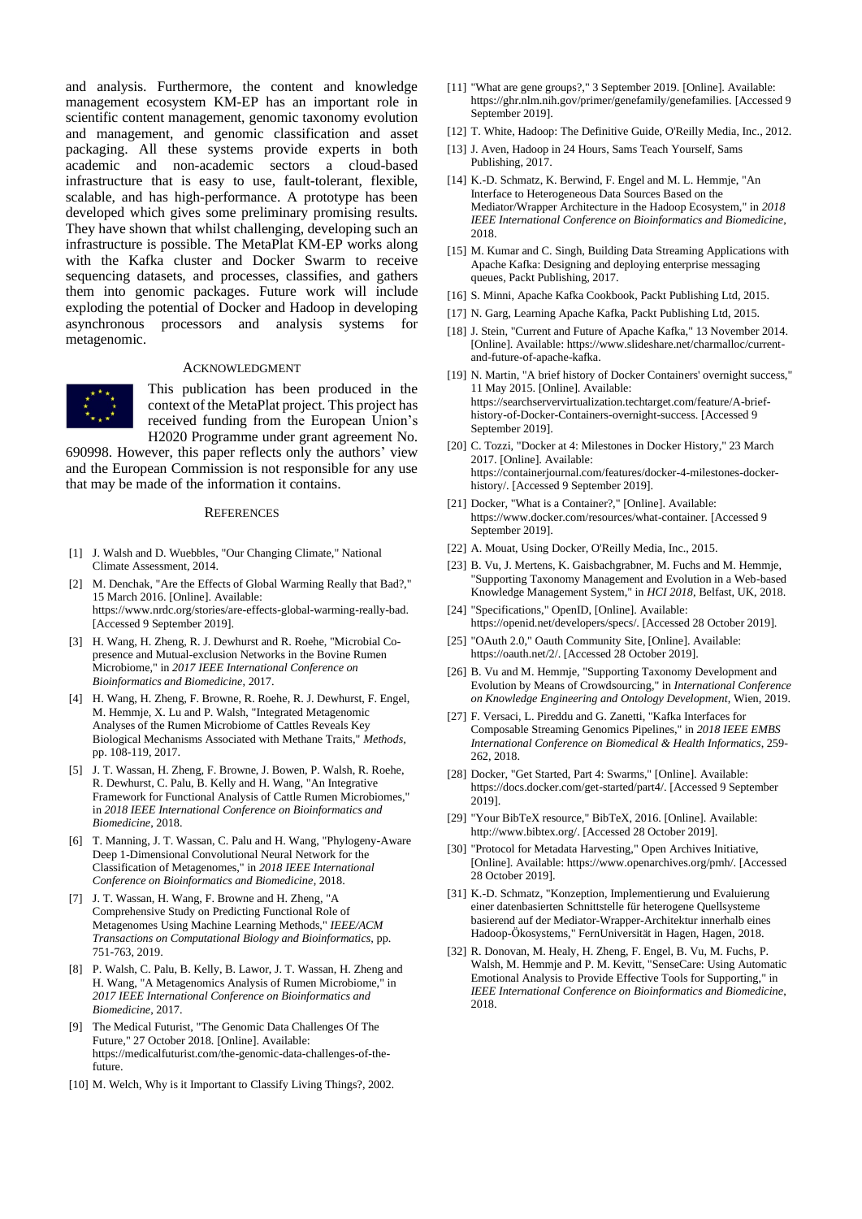and analysis. Furthermore, the content and knowledge management ecosystem KM-EP has an important role in scientific content management, genomic taxonomy evolution and management, and genomic classification and asset packaging. All these systems provide experts in both academic and non-academic sectors a cloud-based infrastructure that is easy to use, fault-tolerant, flexible, scalable, and has high-performance. A prototype has been developed which gives some preliminary promising results. They have shown that whilst challenging, developing such an infrastructure is possible. The MetaPlat KM-EP works along with the Kafka cluster and Docker Swarm to receive sequencing datasets, and processes, classifies, and gathers them into genomic packages. Future work will include exploding the potential of Docker and Hadoop in developing asynchronous processors and analysis systems for metagenomic.

## Acknowledgment

This publication has been produced in the context of the MetaPlat project. This project has received funding from the European Union's H2020 Programme under grant agreement No. 690998. However, this paper reflects only the authors' view and the European Commission is not responsible for any use that may be made of the information it contains.

## References

[1] J. Walsh and D. Wuebbles, "Our Changing Climate," National Climate Assessment, 2014.

[2] M. Denchak, "Are the Effects of Global Warming Really that Bad?," 15 March 2016. [Online]. Available: https://www.nrdc.org/stories/are-effects-global-warming-really-bad. [Accessed 9 September 2019].

[3] H. Wang, H. Zheng, R. J. Dewhurst and R. Roehe, "Microbial Co-presence and Mutual-exclusion Networks in the Bovine Rumen Microbiome," in *2017 IEEE International Conference on Bioinformatics and Biomedicine*, 2017.

[4] H. Wang, H. Zheng, F. Browne, R. Roehe, R. J. Dewhurst, F. Engel, M. Hemmje, X. Lu and P. Walsh, "Integrated Metagenomic Analyses of the Rumen Microbiome of Cattles Reveals Key Biological Mechanisms Associated with Methane Traits," *Methods*, pp. 108-119, 2017.

[5] J. T. Wassan, H. Zheng, F. Browne, J. Bowen, P. Walsh, R. Roehe, R. Dewhurst, C. Palu, B. Kelly and H. Wang, "An Integrative Framework for Functional Analysis of Cattle Rumen Microbiomes," in *2018 IEEE International Conference on Bioinformatics and Biomedicine*, 2018.

[6] T. Manning, J. T. Wassan, C. Palu and H. Wang, "Phylogeny-Aware Deep 1-Dimensional Convolutional Neural Network for the Classification of Metagenomes," in *2018 IEEE International Conference on Bioinformatics and Biomedicine*, 2018.

[7] J. T. Wassan, H. Wang, F. Browne and H. Zheng, "A Comprehensive Study on Predicting Functional Role of Metagenomes Using Machine Learning Methods," *IEEE/ACM Transactions on Computational Biology and Bioinformatics*, pp. 751-763, 2019.

[8] P. Walsh, C. Palu, B. Kelly, B. Lawor, J. T. Wassan, H. Zheng and H. Wang, "A Metagenomics Analysis of Rumen Microbiome," in *2017 IEEE International Conference on Bioinformatics and Biomedicine*, 2017.

[9] The Medical Futurist, "The Genomic Data Challenges Of The Future," 27 October 2018. [Online]. Available: https://medicalfuturist.com/the-genomic-data-challenges-of-the-future.

[10] M. Welch, Why is it Important to Classify Living Things?, 2002.

[11] "What are gene groups?," 3 September 2019. [Online]. Available: https://ghr.nlm.nih.gov/primer/genefamily/genefamilies. [Accessed 9 September 2019].

[12] T. White, Hadoop: The Definitive Guide, O'Reilly Media, Inc., 2012.

[13] J. Aven, Hadoop in 24 Hours, Sams Teach Yourself, Sams Publishing, 2017.

[14] K.-D. Schmatz, K. Berwind, F. Engel and M. L. Hemmje, "An Interface to Heterogeneous Data Sources Based on the Mediator/Wrapper Architecture in the Hadoop Ecosystem," in *2018 IEEE International Conference on Bioinformatics and Biomedicine*, 2018.

[15] M. Kumar and C. Singh, Building Data Streaming Applications with Apache Kafka: Designing and deploying enterprise messaging queues, Packt Publishing, 2017.

[16] S. Minni, Apache Kafka Cookbook, Packt Publishing Ltd, 2015.

[17] N. Garg, Learning Apache Kafka, Packt Publishing Ltd, 2015.

[18] J. Stein, "Current and Future of Apache Kafka," 13 November 2014. [Online]. Available: https://www.slideshare.net/charmalloc/current-and-future-of-apache-kafka.

[19] N. Martin, "A brief history of Docker Containers' overnight success," 11 May 2015. [Online]. Available: https://searchservervirtualization.techtarget.com/feature/A-brief-history-of-Docker-Containers-overnight-success. [Accessed 9 September 2019].

[20] C. Tozzi, "Docker at 4: Milestones in Docker History," 23 March 2017. [Online]. Available: https://containerjournal.com/features/docker-4-milestones-docker-history/. [Accessed 9 September 2019].

[21] Docker, "What is a Container?," [Online]. Available: https://www.docker.com/resources/what-container. [Accessed 9 September 2019].

[22] A. Mouat, Using Docker, O'Reilly Media, Inc., 2015.

[23] B. Vu, J. Mertens, K. Gaisbachgrabner, M. Fuchs and M. Hemmje, "Supporting Taxonomy Management and Evolution in a Web-based Knowledge Management System," in *HCI 2018*, Belfast, UK, 2018.

[24] "Specifications," OpenID, [Online]. Available: https://openid.net/developers/specs/. [Accessed 28 October 2019].

[25] "OAuth 2.0," Oauth Community Site, [Online]. Available: https://oauth.net/2/. [Accessed 28 October 2019].

[26] B. Vu and M. Hemmje, "Supporting Taxonomy Development and Evolution by Means of Crowdsourcing," in *International Conference on Knowledge Engineering and Ontology Development*, Wien, 2019.

[27] F. Versaci, L. Pireddu and G. Zanetti, "Kafka Interfaces for Composable Streaming Genomics Pipelines," in *2018 IEEE EMBS International Conference on Biomedical & Health Informatics*, 259-262, 2018.

[28] Docker, "Get Started, Part 4: Swarms," [Online]. Available: https://docs.docker.com/get-started/part4/. [Accessed 9 September 2019].

[29] "Your BibTeX resource," BibTeX, 2016. [Online]. Available: http://www.bibtex.org/. [Accessed 28 October 2019].

[30] "Protocol for Metadata Harvesting," Open Archives Initiative, [Online]. Available: https://www.openarchives.org/pmh/. [Accessed 28 October 2019].

[31] K.-D. Schmatz, "Konzeption, Implementierung und Evaluierung einer datenbasierten Schnittstelle für heterogene Quellsysteme basierend auf der Mediator-Wrapper-Architektur innerhalb eines Hadoop-Ökosystems," FernUniversität in Hagen, Hagen, 2018.

[32] R. Donovan, M. Healy, H. Zheng, F. Engel, B. Vu, M. Fuchs, P. Walsh, M. Hemmje and P. M. Kevitt, "SenseCare: Using Automatic Emotional Analysis to Provide Effective Tools for Supporting," in *IEEE International Conference on Bioinformatics and Biomedicine*, 2018.